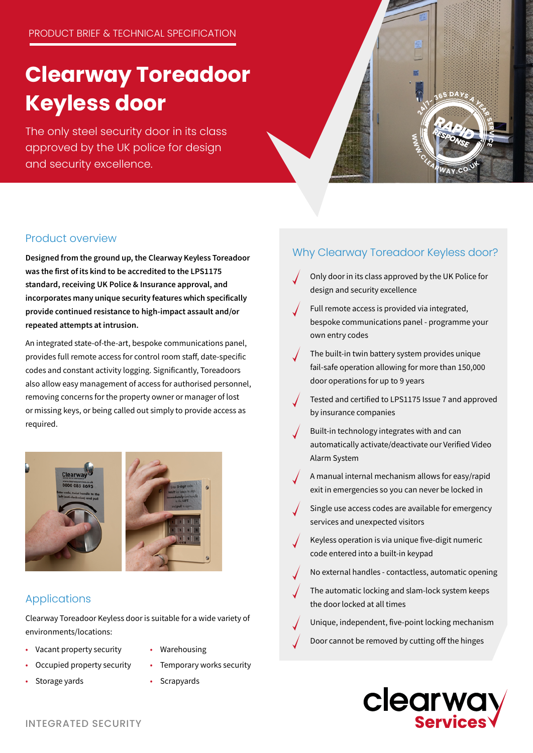PRODUCT BRIEF & TECHNICAL SPECIFICATION

# Clearway Toreadoor Keyless door

The only steel security door in its class approved by the UK police for design and security excellence.

## Product overview

**Designed from the ground up, the Clearway Keyless Toreadoor was the first of its kind to be accredited to the LPS1175 standard, receiving UK Police & Insurance approval, and incorporates many unique security features which specifically provide continued resistance to high-impact assault and/or repeated attempts at intrusion.**

An integrated state-of-the-art, bespoke communications panel, provides full remote access for control room staff, date-specific codes and constant activity logging. Significantly, Toreadoors also allow easy management of access for authorised personnel, removing concerns for the property owner or manager of lost or missing keys, or being called out simply to provide access as required.

## Applications

Clearway Toreadoor Keyless door is suitable for a wide variety of environments/locations:

- Vacant property security
- Occupied property security
- Storage yards
- Warehousing
- Temporary works security
- Scrapyards

## Why Clearway Toreadoor Keyless door?

- Only door in its class approved by the UK Police for design and security excellence
- Full remote access is provided via integrated, bespoke communications panel - programme your own entry codes
- The built-in twin battery system provides unique fail-safe operation allowing for more than 150,000 door operations for up to 9 years
- Tested and certified to LPS1175 Issue 7 and approved by insurance companies
- Built-in technology integrates with and can automatically activate/deactivate our Verified Video Alarm System
- A manual internal mechanism allows for easy/rapid exit in emergencies so you can never be locked in
- Single use access codes are available for emergency services and unexpected visitors
- Keyless operation is via unique five-digit numeric code entered into a built-in keypad
- No external handles - contactless, automatic opening
- The automatic locking and slam-lock system keeps the door locked at all times
- Unique, independent, five-point locking mechanism
- Door cannot be removed by cutting off the hinges

INTEGRATED SECURITY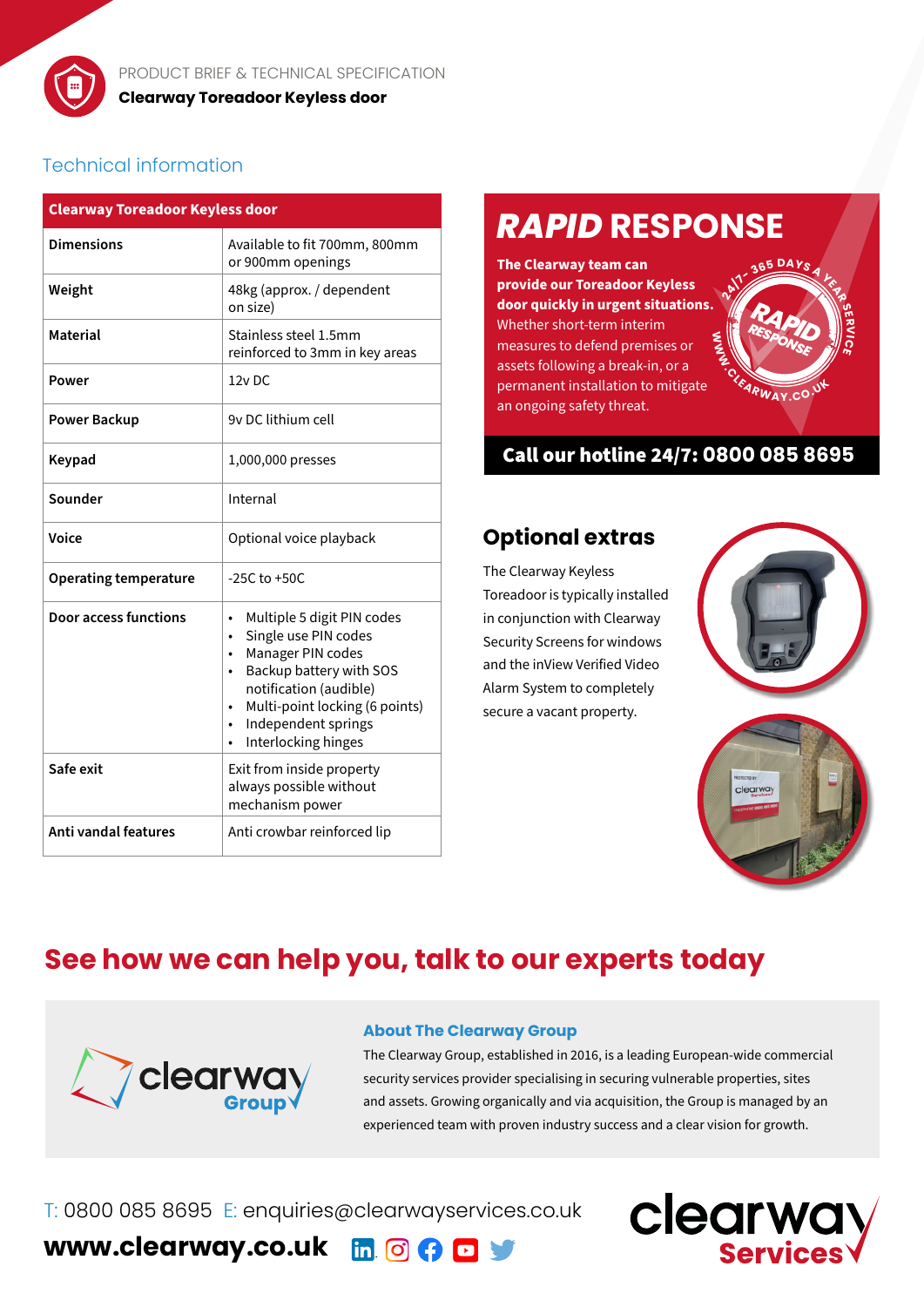PRODUCT BRIEF & TECHNICAL SPECIFICATION

**Clearway Toreadoor Keyless door**

## Technical information

| Clearway Toreadoor Keyless door | |
|---|---|
| **Dimensions** | Available to fit 700mm, 800mm or 900mm openings |
| **Weight** | 48kg (approx. / dependent on size) |
| **Material** | Stainless steel 1.5mm reinforced to 3mm in key areas |
| **Power** | 12v DC |
| **Power Backup** | 9v DC lithium cell |
| **Keypad** | 1,000,000 presses |
| **Sounder** | Internal |
| **Voice** | Optional voice playback |
| **Operating temperature** | -25C to +50C |
| **Door access functions** | • Multiple 5 digit PIN codes<br>• Single use PIN codes<br>• Manager PIN codes<br>• Backup battery with SOS notification (audible)<br>• Multi-point locking (6 points)<br>• Independent springs<br>• Interlocking hinges |
| **Safe exit** | Exit from inside property always possible without mechanism power |
| **Anti vandal features** | Anti crowbar reinforced lip |

## *RAPID* RESPONSE

**The Clearway team can provide our Toreadoor Keyless door quickly in urgent situations.** Whether short-term interim measures to defend premises or assets following a break-in, or a permanent installation to mitigate an ongoing safety threat.

24/7 - 365 DAYS A YEAR SERVICE — RAPID RESPONSE — WWW.CLEARWAY.CO.UK

**Call our hotline 24/7: 0800 085 8695**

## Optional extras

The Clearway Keyless Toreadoor is typically installed in conjunction with Clearway Security Screens for windows and the inView Verified Video Alarm System to completely secure a vacant property.

## See how we can help you, talk to our experts today

### About The Clearway Group

The Clearway Group, established in 2016, is a leading European-wide commercial security services provider specialising in securing vulnerable properties, sites and assets. Growing organically and via acquisition, the Group is managed by an experienced team with proven industry success and a clear vision for growth.

T: 0800 085 8695 E: enquiries@clearwayservices.co.uk

**www.clearway.co.uk**